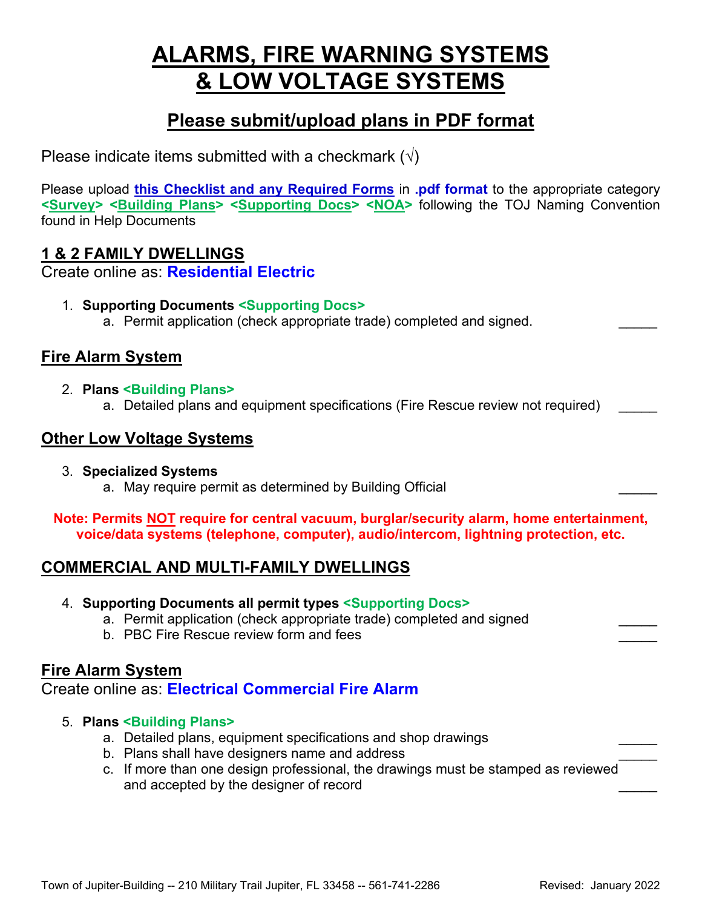# ALARMS, FIRE WARNING SYSTEMS & LOW VOLTAGE SYSTEMS

## Please submit/upload plans in PDF format

Please indicate items submitted with a checkmark (√)

Please upload **this Checklist and any Required Forms** in **.pdf format** to the appropriate category **<Survey> <Building Plans> <Supporting Docs> <NOA>** following the TOJ Naming Convention found in Help Documents

## 1 & 2 FAMILY DWELLINGS

Create online as: **Residential Electric**

1. **Supporting Documents <Supporting Docs>**
   a. Permit application (check appropriate trade) completed and signed. _____

### Fire Alarm System

2. **Plans <Building Plans>**
   a. Detailed plans and equipment specifications (Fire Rescue review not required) _____

### Other Low Voltage Systems

3. **Specialized Systems**
   a. May require permit as determined by Building Official _____

**Note: Permits NOT require for central vacuum, burglar/security alarm, home entertainment, voice/data systems (telephone, computer), audio/intercom, lightning protection, etc.**

## COMMERCIAL AND MULTI-FAMILY DWELLINGS

4. **Supporting Documents all permit types <Supporting Docs>**
   a. Permit application (check appropriate trade) completed and signed _____
   b. PBC Fire Rescue review form and fees _____

### Fire Alarm System

Create online as: **Electrical Commercial Fire Alarm**

5. **Plans <Building Plans>**
   a. Detailed plans, equipment specifications and shop drawings _____
   b. Plans shall have designers name and address _____
   c. If more than one design professional, the drawings must be stamped as reviewed and accepted by the designer of record _____

Town of Jupiter-Building -- 210 Military Trail Jupiter, FL 33458 -- 561-741-2286 Revised: January 2022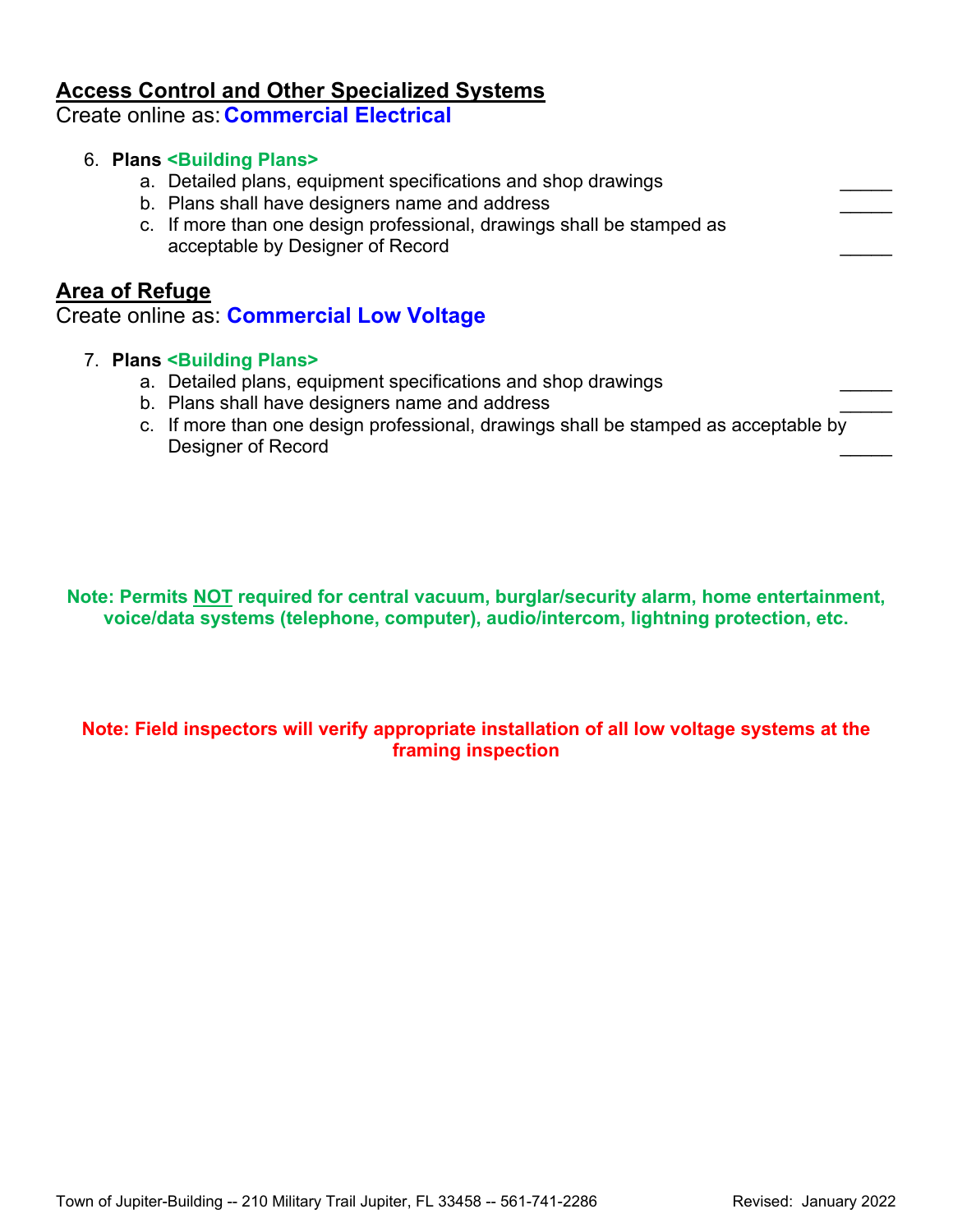## Access Control and Other Specialized Systems

Create online as: **Commercial Electrical**

6. **Plans <Building Plans>**
   a. Detailed plans, equipment specifications and shop drawings _____
   b. Plans shall have designers name and address _____
   c. If more than one design professional, drawings shall be stamped as acceptable by Designer of Record _____

## Area of Refuge

Create online as: **Commercial Low Voltage**

7. **Plans <Building Plans>**
   a. Detailed plans, equipment specifications and shop drawings _____
   b. Plans shall have designers name and address _____
   c. If more than one design professional, drawings shall be stamped as acceptable by Designer of Record _____

**Note: Permits NOT required for central vacuum, burglar/security alarm, home entertainment, voice/data systems (telephone, computer), audio/intercom, lightning protection, etc.**

**Note: Field inspectors will verify appropriate installation of all low voltage systems at the framing inspection**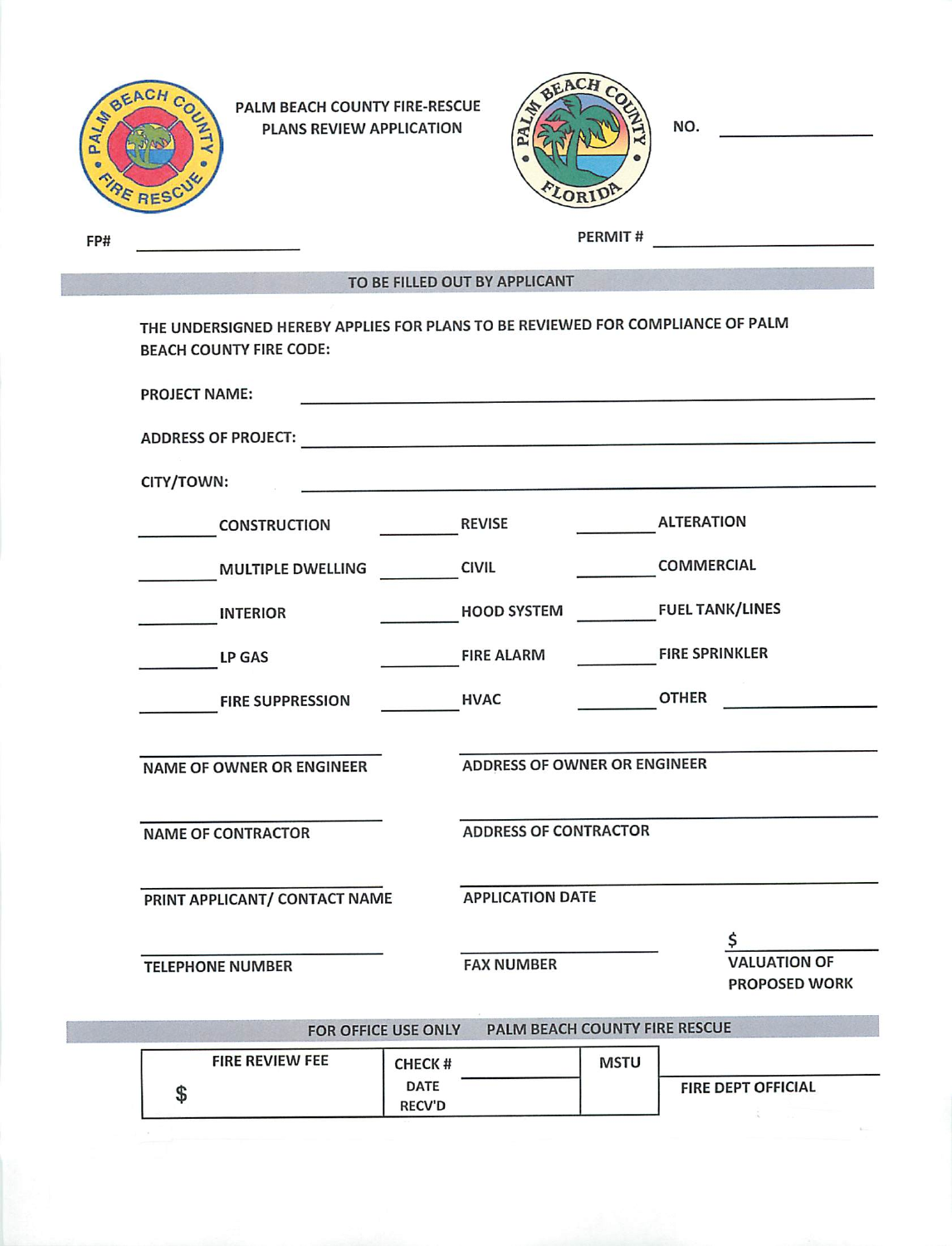PALM BEACH COUNTY FIRE-RESCUE
PLANS REVIEW APPLICATION

NO. ______________

FP# ______________ PERMIT # ______________

**TO BE FILLED OUT BY APPLICANT**

THE UNDERSIGNED HEREBY APPLIES FOR PLANS TO BE REVIEWED FOR COMPLIANCE OF PALM BEACH COUNTY FIRE CODE:

PROJECT NAME: ______________________________

ADDRESS OF PROJECT: ______________________________

CITY/TOWN: ______________________________

| | | |
|---|---|---|
| ______ CONSTRUCTION | ______ REVISE | ______ ALTERATION |
| ______ MULTIPLE DWELLING | ______ CIVIL | ______ COMMERCIAL |
| ______ INTERIOR | ______ HOOD SYSTEM | ______ FUEL TANK/LINES |
| ______ LP GAS | ______ FIRE ALARM | ______ FIRE SPRINKLER |
| ______ FIRE SUPPRESSION | ______ HVAC | ______ OTHER ______ |

______________________________
NAME OF OWNER OR ENGINEER

______________________________
ADDRESS OF OWNER OR ENGINEER

______________________________
NAME OF CONTRACTOR

______________________________
ADDRESS OF CONTRACTOR

______________________________
PRINT APPLICANT/ CONTACT NAME

______________________________
APPLICATION DATE

______________________________
TELEPHONE NUMBER

______________________________
FAX NUMBER

$ ______________________________
VALUATION OF PROPOSED WORK

**FOR OFFICE USE ONLY PALM BEACH COUNTY FIRE RESCUE**

| FIRE REVIEW FEE | CHECK # | | MSTU | |
|---|---|---|---|---|
| $ | DATE RECV'D | | | FIRE DEPT OFFICIAL |